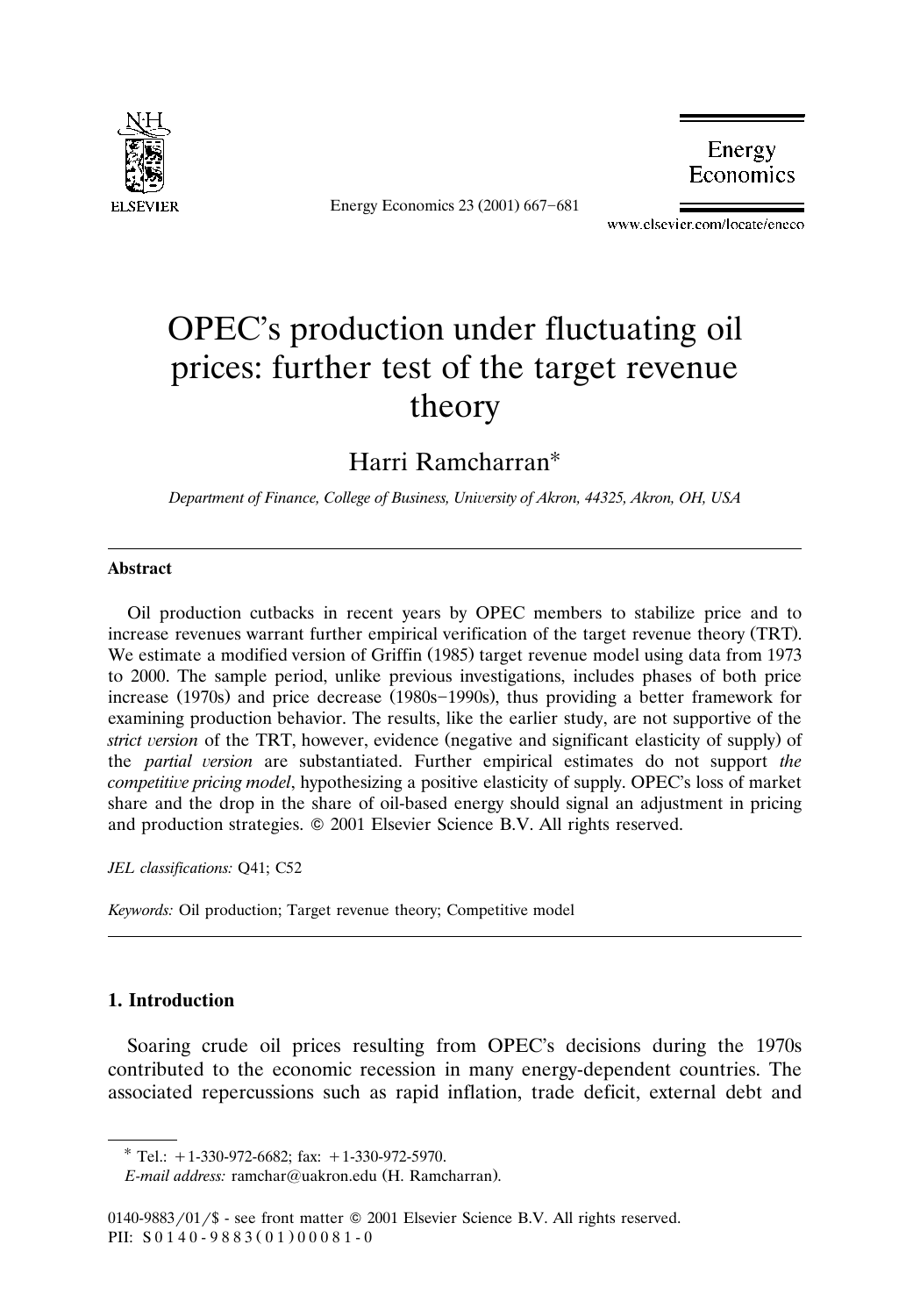# OPEC's production under fluctuating oil prices: further test of the target revenue theory

Harri Ramcharran*

*Department of Finance, College of Business, University of Akron, 44325, Akron, OH, USA*

---

### Abstract

Oil production cutbacks in recent years by OPEC members to stabilize price and to increase revenues warrant further empirical verification of the target revenue theory (TRT). We estimate a modified version of Griffin (1985) target revenue model using data from 1973 to 2000. The sample period, unlike previous investigations, includes phases of both price increase (1970s) and price decrease (1980s–1990s), thus providing a better framework for examining production behavior. The results, like the earlier study, are not supportive of the *strict version* of the TRT, however, evidence (negative and significant elasticity of supply) of the *partial version* are substantiated. Further empirical estimates do not support *the competitive pricing model*, hypothesizing a positive elasticity of supply. OPEC's loss of market share and the drop in the share of oil-based energy should signal an adjustment in pricing and production strategies. © 2001 Elsevier Science B.V. All rights reserved.

*JEL classifications:* Q41; C52

*Keywords:* Oil production; Target revenue theory; Competitive model

---

## 1. Introduction

Soaring crude oil prices resulting from OPEC's decisions during the 1970s contributed to the economic recession in many energy-dependent countries. The associated repercussions such as rapid inflation, trade deficit, external debt and

---

* Tel.: +1-330-972-6682; fax: +1-330-972-5970.
*E-mail address:* ramchar@uakron.edu (H. Ramcharran).

0140-9883/01/$ - see front matter © 2001 Elsevier Science B.V. All rights reserved.
PII: S0140-9883(01)00081-0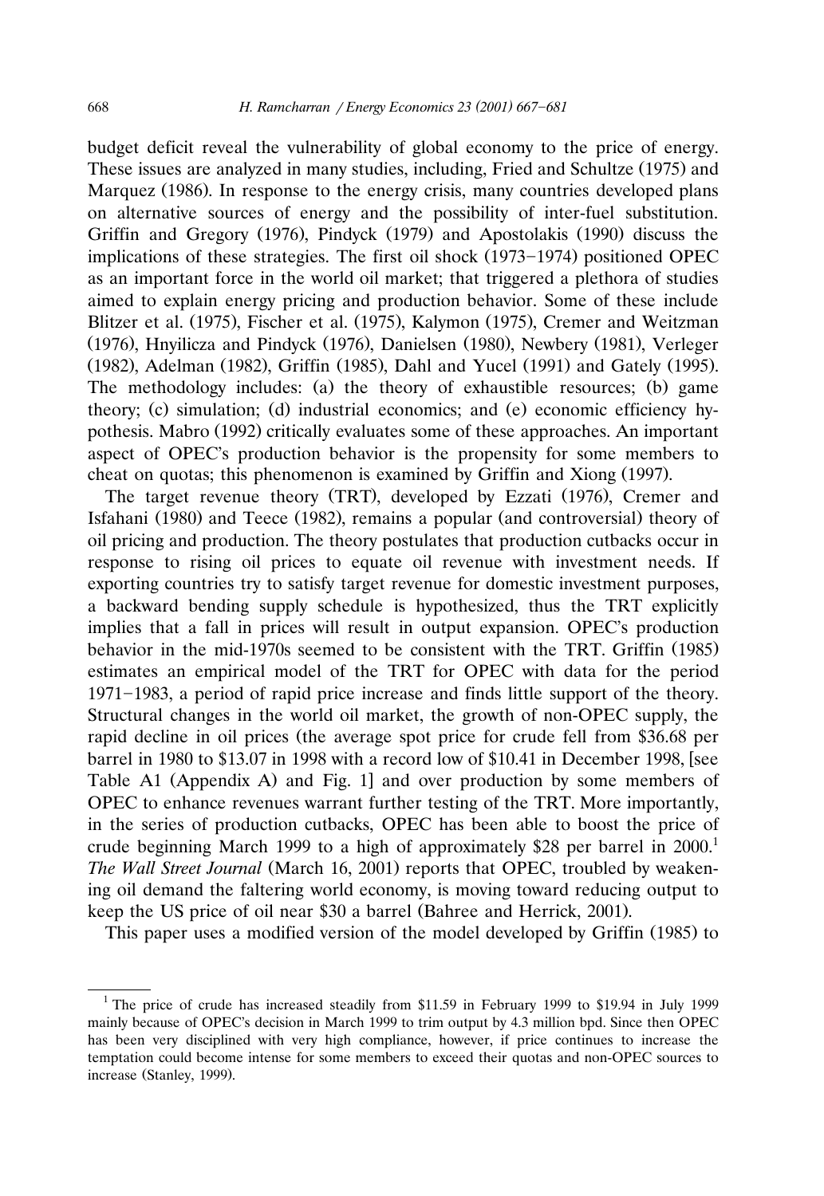budget deficit reveal the vulnerability of global economy to the price of energy. These issues are analyzed in many studies, including, Fried and Schultze (1975) and Marquez (1986). In response to the energy crisis, many countries developed plans on alternative sources of energy and the possibility of inter-fuel substitution. Griffin and Gregory (1976), Pindyck (1979) and Apostolakis (1990) discuss the implications of these strategies. The first oil shock (1973–1974) positioned OPEC as an important force in the world oil market; that triggered a plethora of studies aimed to explain energy pricing and production behavior. Some of these include Blitzer et al. (1975), Fischer et al. (1975), Kalymon (1975), Cremer and Weitzman (1976), Hnyilicza and Pindyck (1976), Danielsen (1980), Newbery (1981), Verleger (1982), Adelman (1982), Griffin (1985), Dahl and Yucel (1991) and Gately (1995). The methodology includes: (a) the theory of exhaustible resources; (b) game theory; (c) simulation; (d) industrial economics; and (e) economic efficiency hypothesis. Mabro (1992) critically evaluates some of these approaches. An important aspect of OPEC's production behavior is the propensity for some members to cheat on quotas; this phenomenon is examined by Griffin and Xiong (1997).

The target revenue theory (TRT), developed by Ezzati (1976), Cremer and Isfahani (1980) and Teece (1982), remains a popular (and controversial) theory of oil pricing and production. The theory postulates that production cutbacks occur in response to rising oil prices to equate oil revenue with investment needs. If exporting countries try to satisfy target revenue for domestic investment purposes, a backward bending supply schedule is hypothesized, thus the TRT explicitly implies that a fall in prices will result in output expansion. OPEC's production behavior in the mid-1970s seemed to be consistent with the TRT. Griffin (1985) estimates an empirical model of the TRT for OPEC with data for the period 1971–1983, a period of rapid price increase and finds little support of the theory. Structural changes in the world oil market, the growth of non-OPEC supply, the rapid decline in oil prices (the average spot price for crude fell from \$36.68 per barrel in 1980 to \$13.07 in 1998 with a record low of \$10.41 in December 1998, [see Table A1 (Appendix A) and Fig. 1] and over production by some members of OPEC to enhance revenues warrant further testing of the TRT. More importantly, in the series of production cutbacks, OPEC has been able to boost the price of crude beginning March 1999 to a high of approximately \$28 per barrel in 2000.[1] *The Wall Street Journal* (March 16, 2001) reports that OPEC, troubled by weakening oil demand the faltering world economy, is moving toward reducing output to keep the US price of oil near \$30 a barrel (Bahree and Herrick, 2001).

This paper uses a modified version of the model developed by Griffin (1985) to

---

[1] The price of crude has increased steadily from \$11.59 in February 1999 to \$19.94 in July 1999 mainly because of OPEC's decision in March 1999 to trim output by 4.3 million bpd. Since then OPEC has been very disciplined with very high compliance, however, if price continues to increase the temptation could become intense for some members to exceed their quotas and non-OPEC sources to increase (Stanley, 1999).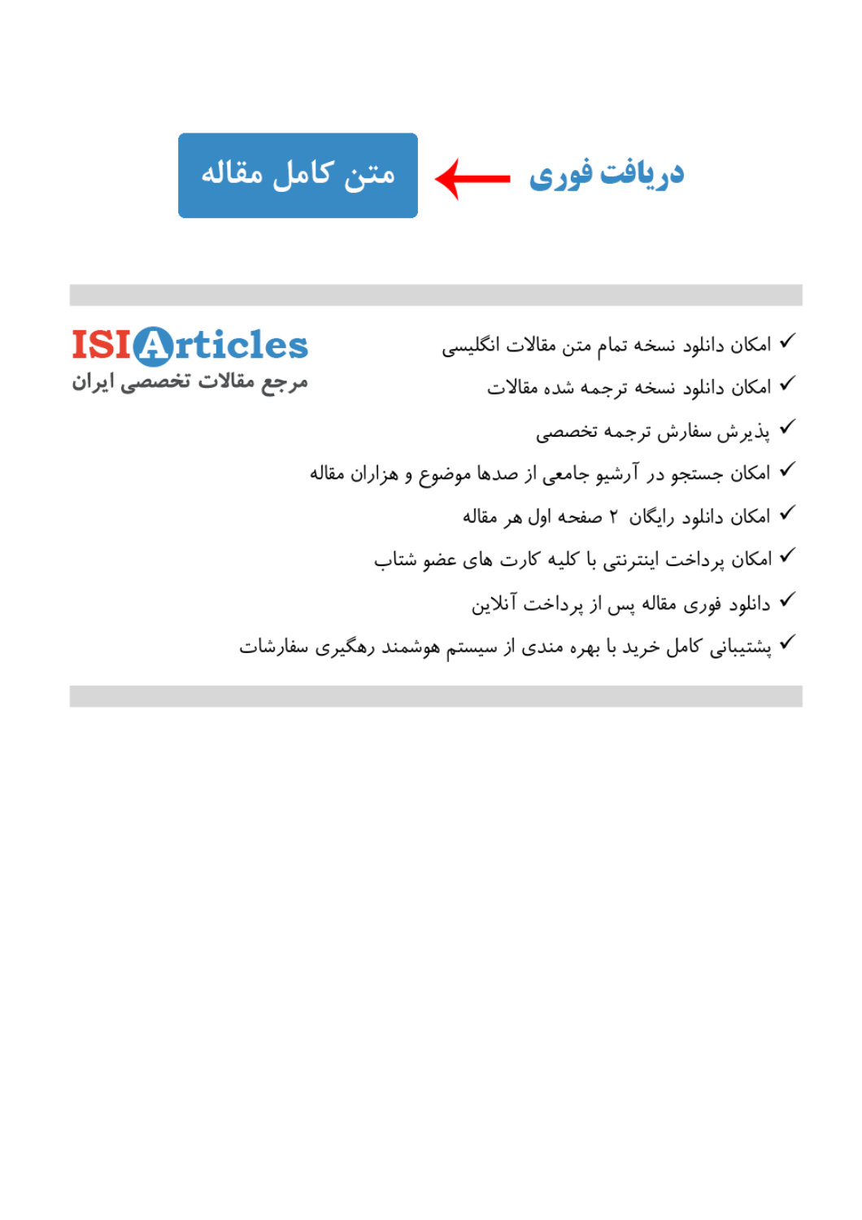دریافت فوری ← متن کامل مقاله

**ISIArticles**
مرجع مقالات تخصصی ایران

- ✓ امکان دانلود نسخه تمام متن مقالات انگلیسی
- ✓ امکان دانلود نسخه ترجمه شده مقالات
- ✓ پذیرش سفارش ترجمه تخصصی
- ✓ امکان جستجو در آرشیو جامعی از صدها موضوع و هزاران مقاله
- ✓ امکان دانلود رایگان ۲ صفحه اول هر مقاله
- ✓ امکان پرداخت اینترنتی با کلیه کارت های عضو شتاب
- ✓ دانلود فوری مقاله پس از پرداخت آنلاین
- ✓ پشتیبانی کامل خرید با بهره مندی از سیستم هوشمند رهگیری سفارشات